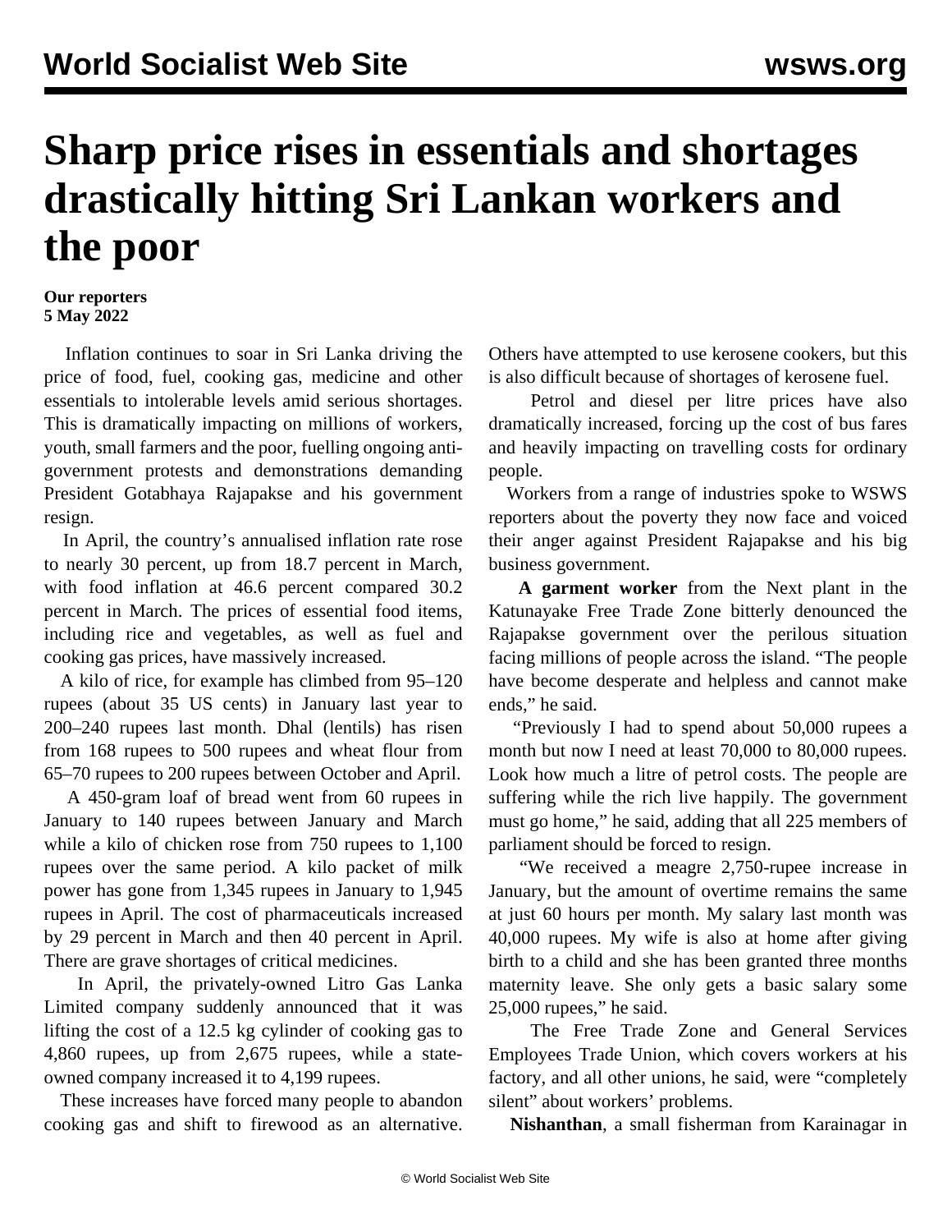# Sharp price rises in essentials and shortages drastically hitting Sri Lankan workers and the poor

**Our reporters**
**5 May 2022**

Inflation continues to soar in Sri Lanka driving the price of food, fuel, cooking gas, medicine and other essentials to intolerable levels amid serious shortages. This is dramatically impacting on millions of workers, youth, small farmers and the poor, fuelling ongoing anti-government protests and demonstrations demanding President Gotabhaya Rajapakse and his government resign.

In April, the country's annualised inflation rate rose to nearly 30 percent, up from 18.7 percent in March, with food inflation at 46.6 percent compared 30.2 percent in March. The prices of essential food items, including rice and vegetables, as well as fuel and cooking gas prices, have massively increased.

A kilo of rice, for example has climbed from 95–120 rupees (about 35 US cents) in January last year to 200–240 rupees last month. Dhal (lentils) has risen from 168 rupees to 500 rupees and wheat flour from 65–70 rupees to 200 rupees between October and April.

A 450-gram loaf of bread went from 60 rupees in January to 140 rupees between January and March while a kilo of chicken rose from 750 rupees to 1,100 rupees over the same period. A kilo packet of milk power has gone from 1,345 rupees in January to 1,945 rupees in April. The cost of pharmaceuticals increased by 29 percent in March and then 40 percent in April. There are grave shortages of critical medicines.

In April, the privately-owned Litro Gas Lanka Limited company suddenly announced that it was lifting the cost of a 12.5 kg cylinder of cooking gas to 4,860 rupees, up from 2,675 rupees, while a state-owned company increased it to 4,199 rupees.

These increases have forced many people to abandon cooking gas and shift to firewood as an alternative. Others have attempted to use kerosene cookers, but this is also difficult because of shortages of kerosene fuel.

Petrol and diesel per litre prices have also dramatically increased, forcing up the cost of bus fares and heavily impacting on travelling costs for ordinary people.

Workers from a range of industries spoke to WSWS reporters about the poverty they now face and voiced their anger against President Rajapakse and his big business government.

**A garment worker** from the Next plant in the Katunayake Free Trade Zone bitterly denounced the Rajapakse government over the perilous situation facing millions of people across the island. "The people have become desperate and helpless and cannot make ends," he said.

"Previously I had to spend about 50,000 rupees a month but now I need at least 70,000 to 80,000 rupees. Look how much a litre of petrol costs. The people are suffering while the rich live happily. The government must go home," he said, adding that all 225 members of parliament should be forced to resign.

"We received a meagre 2,750-rupee increase in January, but the amount of overtime remains the same at just 60 hours per month. My salary last month was 40,000 rupees. My wife is also at home after giving birth to a child and she has been granted three months maternity leave. She only gets a basic salary some 25,000 rupees," he said.

The Free Trade Zone and General Services Employees Trade Union, which covers workers at his factory, and all other unions, he said, were "completely silent" about workers' problems.

**Nishanthan**, a small fisherman from Karainagar in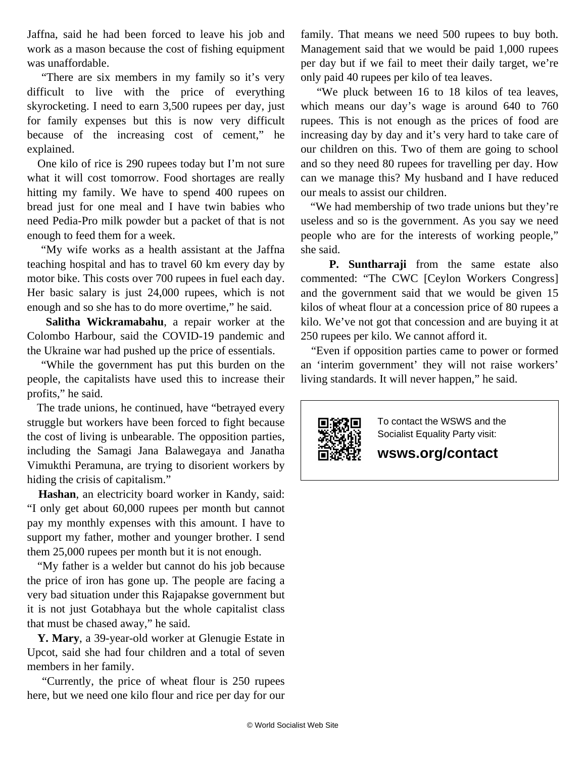Jaffna, said he had been forced to leave his job and work as a mason because the cost of fishing equipment was unaffordable.

"There are six members in my family so it's very difficult to live with the price of everything skyrocketing. I need to earn 3,500 rupees per day, just for family expenses but this is now very difficult because of the increasing cost of cement," he explained.

One kilo of rice is 290 rupees today but I'm not sure what it will cost tomorrow. Food shortages are really hitting my family. We have to spend 400 rupees on bread just for one meal and I have twin babies who need Pedia-Pro milk powder but a packet of that is not enough to feed them for a week.

"My wife works as a health assistant at the Jaffna teaching hospital and has to travel 60 km every day by motor bike. This costs over 700 rupees in fuel each day. Her basic salary is just 24,000 rupees, which is not enough and so she has to do more overtime," he said.

**Salitha Wickramabahu**, a repair worker at the Colombo Harbour, said the COVID-19 pandemic and the Ukraine war had pushed up the price of essentials.

"While the government has put this burden on the people, the capitalists have used this to increase their profits," he said.

The trade unions, he continued, have "betrayed every struggle but workers have been forced to fight because the cost of living is unbearable. The opposition parties, including the Samagi Jana Balawegaya and Janatha Vimukthi Peramuna, are trying to disorient workers by hiding the crisis of capitalism."

**Hashan**, an electricity board worker in Kandy, said: "I only get about 60,000 rupees per month but cannot pay my monthly expenses with this amount. I have to support my father, mother and younger brother. I send them 25,000 rupees per month but it is not enough.

"My father is a welder but cannot do his job because the price of iron has gone up. The people are facing a very bad situation under this Rajapakse government but it is not just Gotabhaya but the whole capitalist class that must be chased away," he said.

**Y. Mary**, a 39-year-old worker at Glenugie Estate in Upcot, said she had four children and a total of seven members in her family.

"Currently, the price of wheat flour is 250 rupees here, but we need one kilo flour and rice per day for our family. That means we need 500 rupees to buy both. Management said that we would be paid 1,000 rupees per day but if we fail to meet their daily target, we're only paid 40 rupees per kilo of tea leaves.

"We pluck between 16 to 18 kilos of tea leaves, which means our day's wage is around 640 to 760 rupees. This is not enough as the prices of food are increasing day by day and it's very hard to take care of our children on this. Two of them are going to school and so they need 80 rupees for travelling per day. How can we manage this? My husband and I have reduced our meals to assist our children.

"We had membership of two trade unions but they're useless and so is the government. As you say we need people who are for the interests of working people," she said.

**P. Suntharraji** from the same estate also commented: "The CWC [Ceylon Workers Congress] and the government said that we would be given 15 kilos of wheat flour at a concession price of 80 rupees a kilo. We've not got that concession and are buying it at 250 rupees per kilo. We cannot afford it.

"Even if opposition parties came to power or formed an 'interim government' they will not raise workers' living standards. It will never happen," he said.

To contact the WSWS and the Socialist Equality Party visit:

**wsws.org/contact**